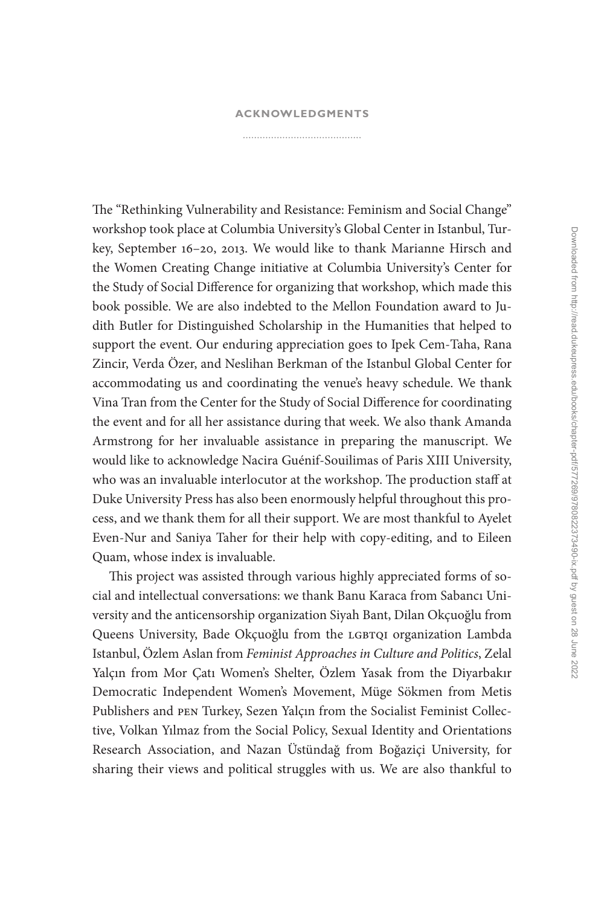# ACKNOWLEDGMENTS

The "Rethinking Vulnerability and Resistance: Feminism and Social Change" workshop took place at Columbia University's Global Center in Istanbul, Turkey, September 16–20, 2013. We would like to thank Marianne Hirsch and the Women Creating Change initiative at Columbia University's Center for the Study of Social Difference for organizing that workshop, which made this book possible. We are also indebted to the Mellon Foundation award to Judith Butler for Distinguished Scholarship in the Humanities that helped to support the event. Our enduring appreciation goes to Ipek Cem-Taha, Rana Zincir, Verda Özer, and Neslihan Berkman of the Istanbul Global Center for accommodating us and coordinating the venue's heavy schedule. We thank Vina Tran from the Center for the Study of Social Difference for coordinating the event and for all her assistance during that week. We also thank Amanda Armstrong for her invaluable assistance in preparing the manuscript. We would like to acknowledge Nacira Guénif-Souilimas of Paris XIII University, who was an invaluable interlocutor at the workshop. The production staff at Duke University Press has also been enormously helpful throughout this process, and we thank them for all their support. We are most thankful to Ayelet Even-Nur and Saniya Taher for their help with copy-editing, and to Eileen Quam, whose index is invaluable.

This project was assisted through various highly appreciated forms of social and intellectual conversations: we thank Banu Karaca from Sabancı University and the anticensorship organization Siyah Bant, Dilan Okçuoğlu from Queens University, Bade Okçuoğlu from the LGBTQI organization Lambda Istanbul, Özlem Aslan from *Feminist Approaches in Culture and Politics*, Zelal Yalçın from Mor Çatı Women's Shelter, Özlem Yasak from the Diyarbakır Democratic Independent Women's Movement, Müge Sökmen from Metis Publishers and PEN Turkey, Sezen Yalçın from the Socialist Feminist Collective, Volkan Yılmaz from the Social Policy, Sexual Identity and Orientations Research Association, and Nazan Üstündağ from Boğaziçi University, for sharing their views and political struggles with us. We are also thankful to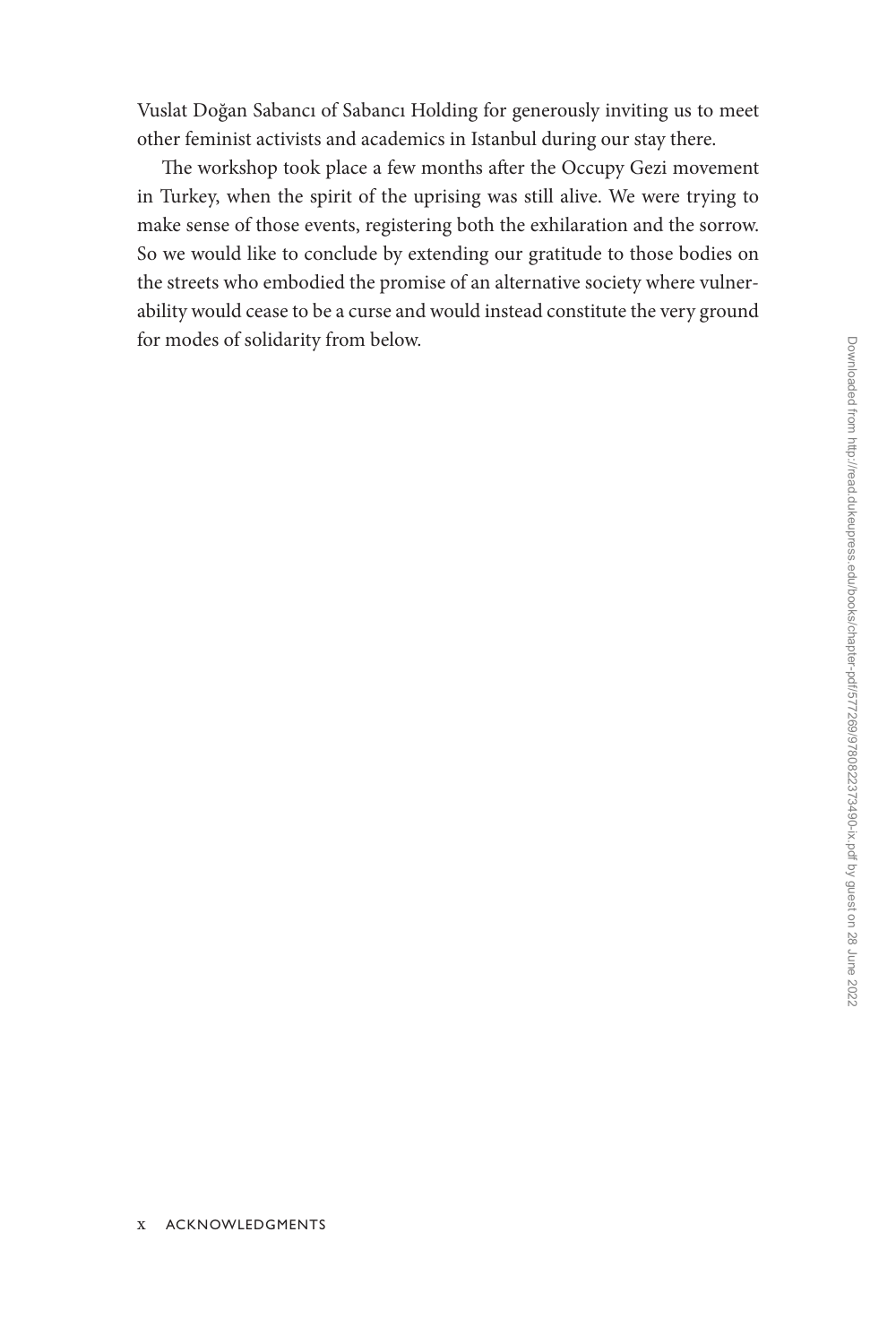Vuslat Doğan Sabancı of Sabancı Holding for generously inviting us to meet other feminist activists and academics in Istanbul during our stay there.

The workshop took place a few months after the Occupy Gezi movement in Turkey, when the spirit of the uprising was still alive. We were trying to make sense of those events, registering both the exhilaration and the sorrow. So we would like to conclude by extending our gratitude to those bodies on the streets who embodied the promise of an alternative society where vulnerability would cease to be a curse and would instead constitute the very ground for modes of solidarity from below.